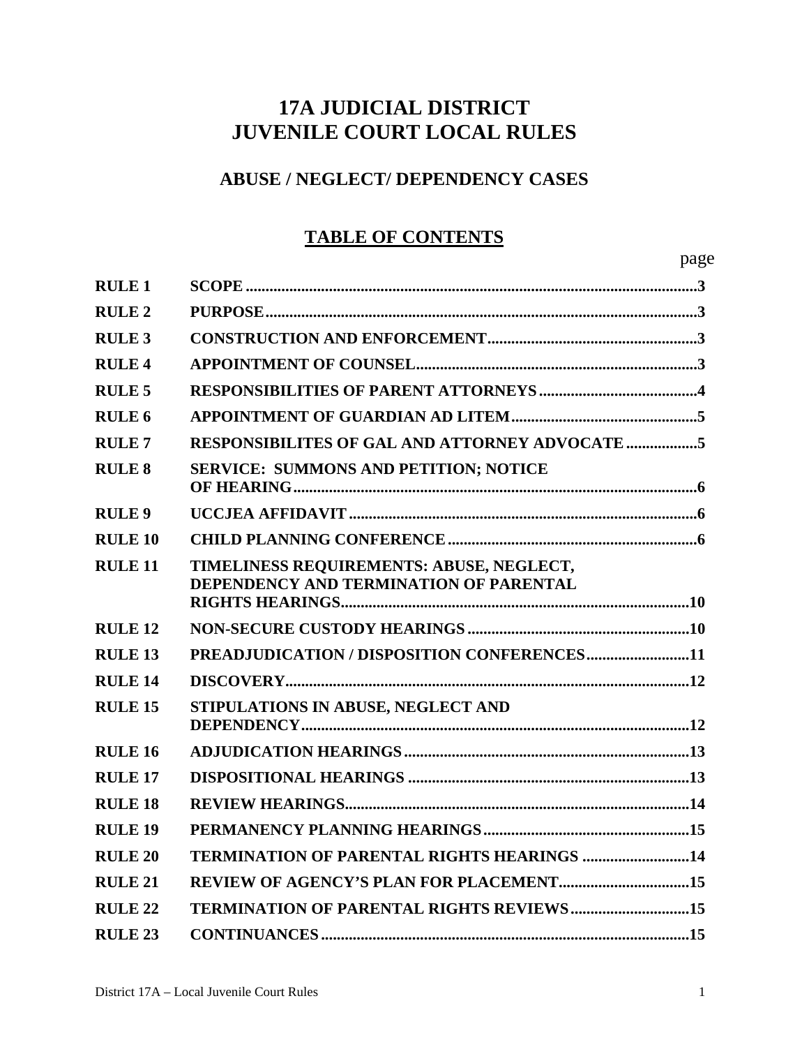# 17A JUDICIAL DISTRICT
# JUVENILE COURT LOCAL RULES

## ABUSE / NEGLECT/ DEPENDENCY CASES

## TABLE OF CONTENTS

| | | page |
|---|---|---|
| **RULE 1** | **SCOPE** | **3** |
| **RULE 2** | **PURPOSE** | **3** |
| **RULE 3** | **CONSTRUCTION AND ENFORCEMENT** | **3** |
| **RULE 4** | **APPOINTMENT OF COUNSEL** | **3** |
| **RULE 5** | **RESPONSIBILITIES OF PARENT ATTORNEYS** | **4** |
| **RULE 6** | **APPOINTMENT OF GUARDIAN AD LITEM** | **5** |
| **RULE 7** | **RESPONSIBILITES OF GAL AND ATTORNEY ADVOCATE** | **5** |
| **RULE 8** | **SERVICE: SUMMONS AND PETITION; NOTICE OF HEARING** | **6** |
| **RULE 9** | **UCCJEA AFFIDAVIT** | **6** |
| **RULE 10** | **CHILD PLANNING CONFERENCE** | **6** |
| **RULE 11** | **TIMELINESS REQUIREMENTS: ABUSE, NEGLECT, DEPENDENCY AND TERMINATION OF PARENTAL RIGHTS HEARINGS** | **10** |
| **RULE 12** | **NON-SECURE CUSTODY HEARINGS** | **10** |
| **RULE 13** | **PREADJUDICATION / DISPOSITION CONFERENCES** | **11** |
| **RULE 14** | **DISCOVERY** | **12** |
| **RULE 15** | **STIPULATIONS IN ABUSE, NEGLECT AND DEPENDENCY** | **12** |
| **RULE 16** | **ADJUDICATION HEARINGS** | **13** |
| **RULE 17** | **DISPOSITIONAL HEARINGS** | **13** |
| **RULE 18** | **REVIEW HEARINGS** | **14** |
| **RULE 19** | **PERMANENCY PLANNING HEARINGS** | **15** |
| **RULE 20** | **TERMINATION OF PARENTAL RIGHTS HEARINGS** | **14** |
| **RULE 21** | **REVIEW OF AGENCY'S PLAN FOR PLACEMENT** | **15** |
| **RULE 22** | **TERMINATION OF PARENTAL RIGHTS REVIEWS** | **15** |
| **RULE 23** | **CONTINUANCES** | **15** |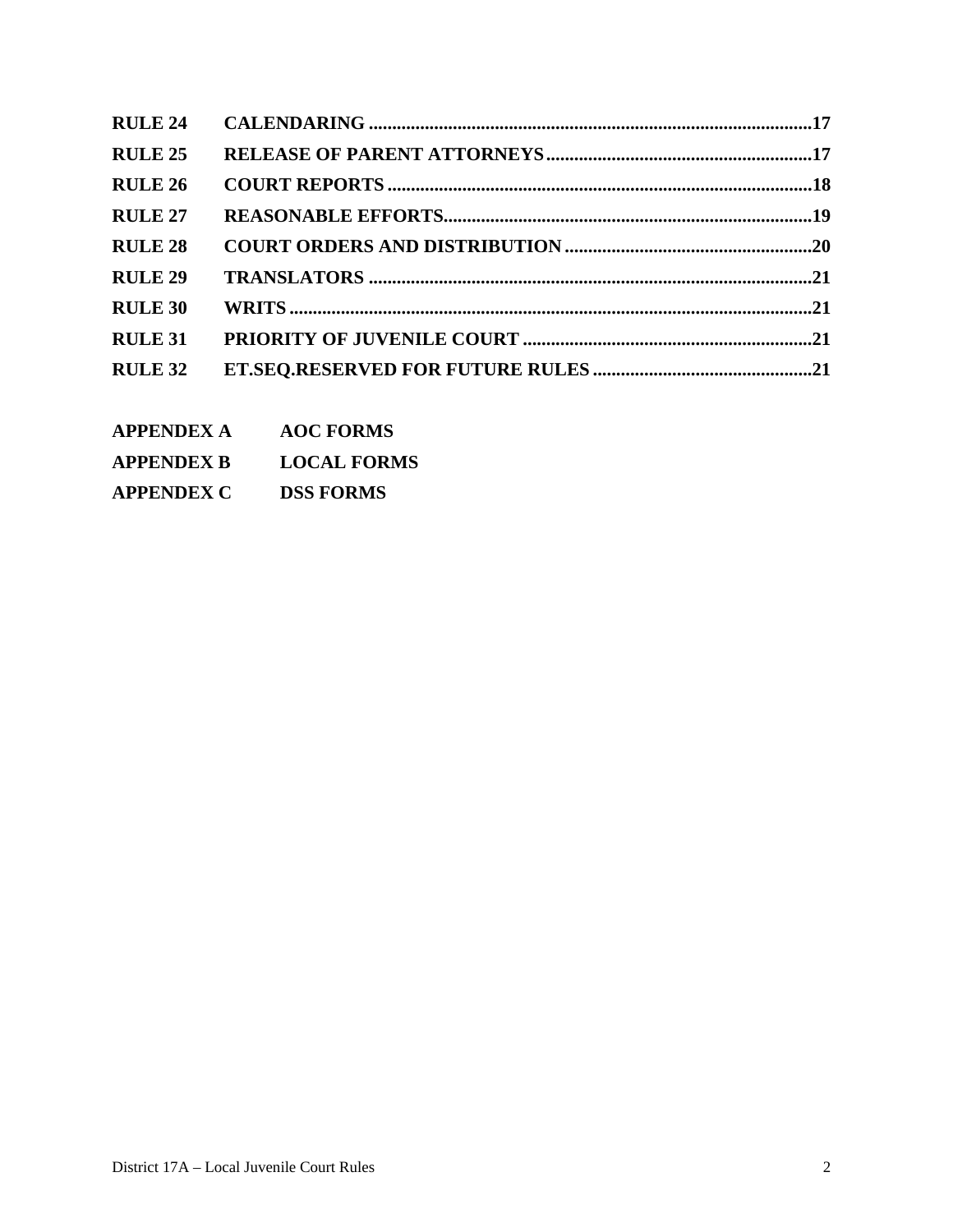| | | |
|---|---|---|
| **RULE 24** | **CALENDARING** | **17** |
| **RULE 25** | **RELEASE OF PARENT ATTORNEYS** | **17** |
| **RULE 26** | **COURT REPORTS** | **18** |
| **RULE 27** | **REASONABLE EFFORTS** | **19** |
| **RULE 28** | **COURT ORDERS AND DISTRIBUTION** | **20** |
| **RULE 29** | **TRANSLATORS** | **21** |
| **RULE 30** | **WRITS** | **21** |
| **RULE 31** | **PRIORITY OF JUVENILE COURT** | **21** |
| **RULE 32** | **ET.SEQ.RESERVED FOR FUTURE RULES** | **21** |

| | |
|---|---|
| **APPENDEX A** | **AOC FORMS** |
| **APPENDEX B** | **LOCAL FORMS** |
| **APPENDEX C** | **DSS FORMS** |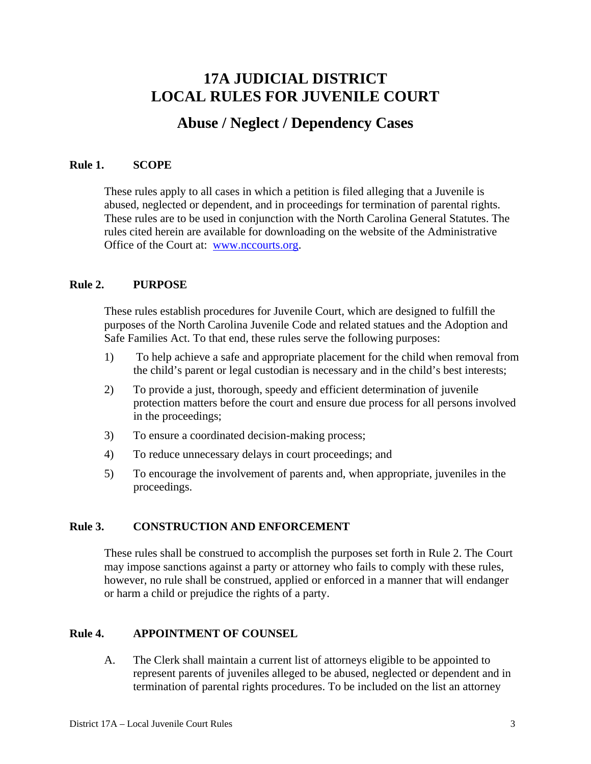# 17A JUDICIAL DISTRICT
# LOCAL RULES FOR JUVENILE COURT

## Abuse / Neglect / Dependency Cases

### Rule 1. SCOPE

These rules apply to all cases in which a petition is filed alleging that a Juvenile is abused, neglected or dependent, and in proceedings for termination of parental rights. These rules are to be used in conjunction with the North Carolina General Statutes. The rules cited herein are available for downloading on the website of the Administrative Office of the Court at: www.nccourts.org.

### Rule 2. PURPOSE

These rules establish procedures for Juvenile Court, which are designed to fulfill the purposes of the North Carolina Juvenile Code and related statues and the Adoption and Safe Families Act. To that end, these rules serve the following purposes:

1) To help achieve a safe and appropriate placement for the child when removal from the child's parent or legal custodian is necessary and in the child's best interests;
2) To provide a just, thorough, speedy and efficient determination of juvenile protection matters before the court and ensure due process for all persons involved in the proceedings;
3) To ensure a coordinated decision-making process;
4) To reduce unnecessary delays in court proceedings; and
5) To encourage the involvement of parents and, when appropriate, juveniles in the proceedings.

### Rule 3. CONSTRUCTION AND ENFORCEMENT

These rules shall be construed to accomplish the purposes set forth in Rule 2. The Court may impose sanctions against a party or attorney who fails to comply with these rules, however, no rule shall be construed, applied or enforced in a manner that will endanger or harm a child or prejudice the rights of a party.

### Rule 4. APPOINTMENT OF COUNSEL

A. The Clerk shall maintain a current list of attorneys eligible to be appointed to represent parents of juveniles alleged to be abused, neglected or dependent and in termination of parental rights procedures. To be included on the list an attorney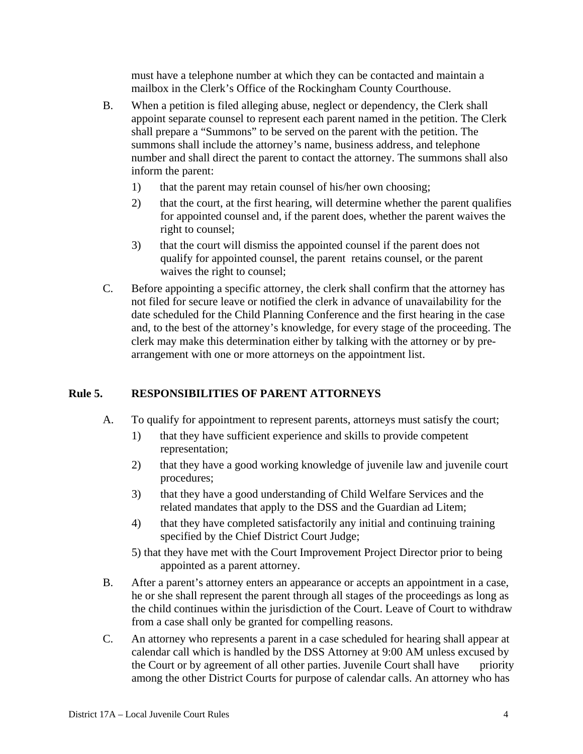must have a telephone number at which they can be contacted and maintain a mailbox in the Clerk's Office of the Rockingham County Courthouse.

B. When a petition is filed alleging abuse, neglect or dependency, the Clerk shall appoint separate counsel to represent each parent named in the petition. The Clerk shall prepare a "Summons" to be served on the parent with the petition. The summons shall include the attorney's name, business address, and telephone number and shall direct the parent to contact the attorney. The summons shall also inform the parent:

   1) that the parent may retain counsel of his/her own choosing;

   2) that the court, at the first hearing, will determine whether the parent qualifies for appointed counsel and, if the parent does, whether the parent waives the right to counsel;

   3) that the court will dismiss the appointed counsel if the parent does not qualify for appointed counsel, the parent retains counsel, or the parent waives the right to counsel;

C. Before appointing a specific attorney, the clerk shall confirm that the attorney has not filed for secure leave or notified the clerk in advance of unavailability for the date scheduled for the Child Planning Conference and the first hearing in the case and, to the best of the attorney's knowledge, for every stage of the proceeding. The clerk may make this determination either by talking with the attorney or by pre-arrangement with one or more attorneys on the appointment list.

## Rule 5. RESPONSIBILITIES OF PARENT ATTORNEYS

A. To qualify for appointment to represent parents, attorneys must satisfy the court;

   1) that they have sufficient experience and skills to provide competent representation;

   2) that they have a good working knowledge of juvenile law and juvenile court procedures;

   3) that they have a good understanding of Child Welfare Services and the related mandates that apply to the DSS and the Guardian ad Litem;

   4) that they have completed satisfactorily any initial and continuing training specified by the Chief District Court Judge;

   5) that they have met with the Court Improvement Project Director prior to being appointed as a parent attorney.

B. After a parent's attorney enters an appearance or accepts an appointment in a case, he or she shall represent the parent through all stages of the proceedings as long as the child continues within the jurisdiction of the Court. Leave of Court to withdraw from a case shall only be granted for compelling reasons.

C. An attorney who represents a parent in a case scheduled for hearing shall appear at calendar call which is handled by the DSS Attorney at 9:00 AM unless excused by the Court or by agreement of all other parties. Juvenile Court shall have priority among the other District Courts for purpose of calendar calls. An attorney who has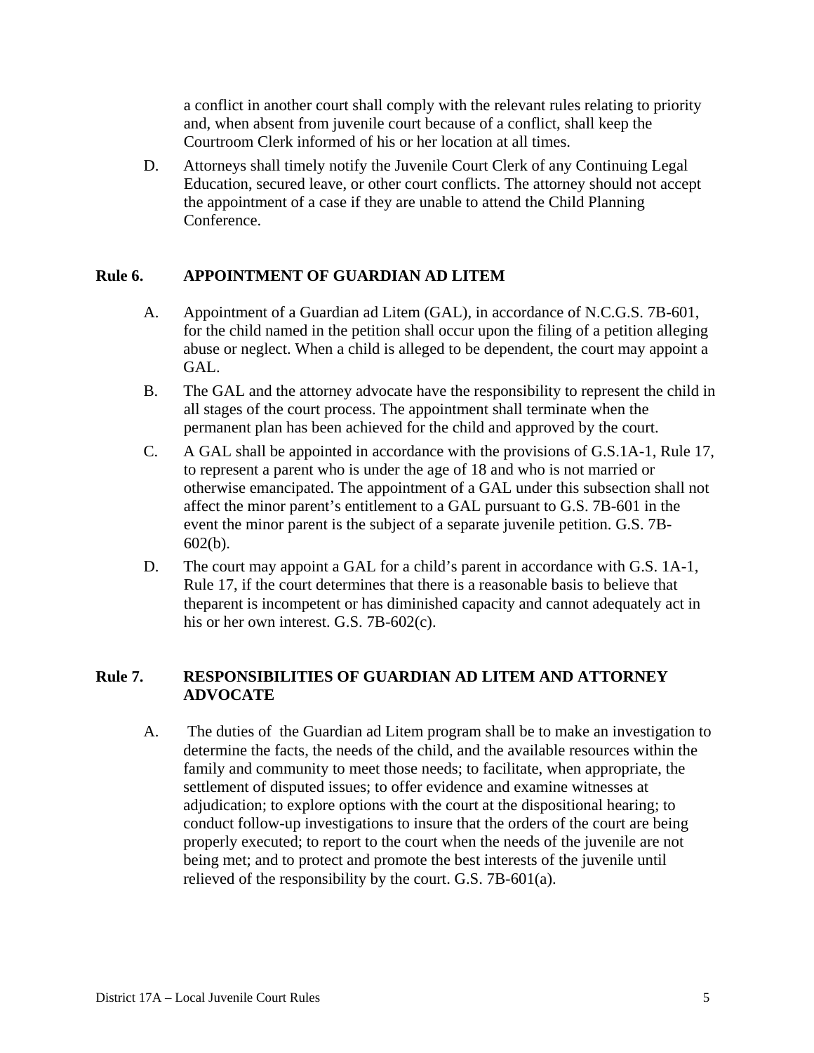a conflict in another court shall comply with the relevant rules relating to priority and, when absent from juvenile court because of a conflict, shall keep the Courtroom Clerk informed of his or her location at all times.

D. Attorneys shall timely notify the Juvenile Court Clerk of any Continuing Legal Education, secured leave, or other court conflicts. The attorney should not accept the appointment of a case if they are unable to attend the Child Planning Conference.

## Rule 6. APPOINTMENT OF GUARDIAN AD LITEM

A. Appointment of a Guardian ad Litem (GAL), in accordance of N.C.G.S. 7B-601, for the child named in the petition shall occur upon the filing of a petition alleging abuse or neglect. When a child is alleged to be dependent, the court may appoint a GAL.

B. The GAL and the attorney advocate have the responsibility to represent the child in all stages of the court process. The appointment shall terminate when the permanent plan has been achieved for the child and approved by the court.

C. A GAL shall be appointed in accordance with the provisions of G.S.1A-1, Rule 17, to represent a parent who is under the age of 18 and who is not married or otherwise emancipated. The appointment of a GAL under this subsection shall not affect the minor parent's entitlement to a GAL pursuant to G.S. 7B-601 in the event the minor parent is the subject of a separate juvenile petition. G.S. 7B-602(b).

D. The court may appoint a GAL for a child's parent in accordance with G.S. 1A-1, Rule 17, if the court determines that there is a reasonable basis to believe that theparent is incompetent or has diminished capacity and cannot adequately act in his or her own interest. G.S. 7B-602(c).

## Rule 7. RESPONSIBILITIES OF GUARDIAN AD LITEM AND ATTORNEY ADVOCATE

A. The duties of the Guardian ad Litem program shall be to make an investigation to determine the facts, the needs of the child, and the available resources within the family and community to meet those needs; to facilitate, when appropriate, the settlement of disputed issues; to offer evidence and examine witnesses at adjudication; to explore options with the court at the dispositional hearing; to conduct follow-up investigations to insure that the orders of the court are being properly executed; to report to the court when the needs of the juvenile are not being met; and to protect and promote the best interests of the juvenile until relieved of the responsibility by the court. G.S. 7B-601(a).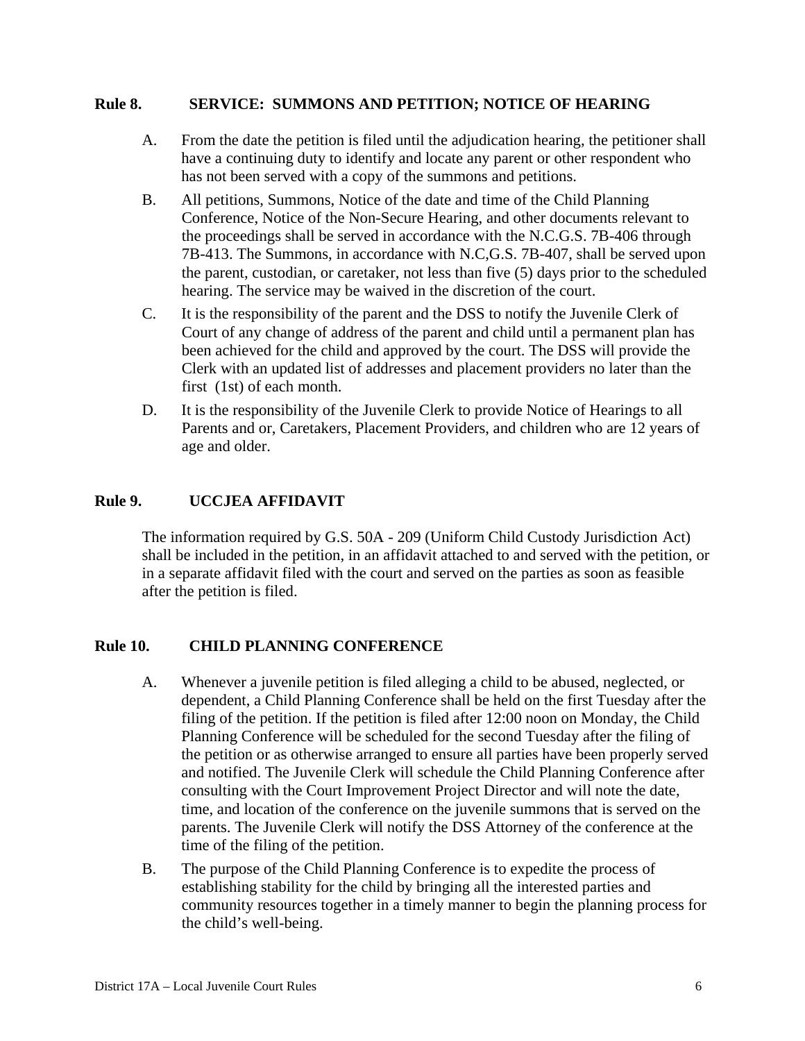## Rule 8. SERVICE: SUMMONS AND PETITION; NOTICE OF HEARING

A. From the date the petition is filed until the adjudication hearing, the petitioner shall have a continuing duty to identify and locate any parent or other respondent who has not been served with a copy of the summons and petitions.

B. All petitions, Summons, Notice of the date and time of the Child Planning Conference, Notice of the Non-Secure Hearing, and other documents relevant to the proceedings shall be served in accordance with the N.C.G.S. 7B-406 through 7B-413. The Summons, in accordance with N.C,G.S. 7B-407, shall be served upon the parent, custodian, or caretaker, not less than five (5) days prior to the scheduled hearing. The service may be waived in the discretion of the court.

C. It is the responsibility of the parent and the DSS to notify the Juvenile Clerk of Court of any change of address of the parent and child until a permanent plan has been achieved for the child and approved by the court. The DSS will provide the Clerk with an updated list of addresses and placement providers no later than the first (1st) of each month.

D. It is the responsibility of the Juvenile Clerk to provide Notice of Hearings to all Parents and or, Caretakers, Placement Providers, and children who are 12 years of age and older.

## Rule 9. UCCJEA AFFIDAVIT

The information required by G.S. 50A - 209 (Uniform Child Custody Jurisdiction Act) shall be included in the petition, in an affidavit attached to and served with the petition, or in a separate affidavit filed with the court and served on the parties as soon as feasible after the petition is filed.

## Rule 10. CHILD PLANNING CONFERENCE

A. Whenever a juvenile petition is filed alleging a child to be abused, neglected, or dependent, a Child Planning Conference shall be held on the first Tuesday after the filing of the petition. If the petition is filed after 12:00 noon on Monday, the Child Planning Conference will be scheduled for the second Tuesday after the filing of the petition or as otherwise arranged to ensure all parties have been properly served and notified. The Juvenile Clerk will schedule the Child Planning Conference after consulting with the Court Improvement Project Director and will note the date, time, and location of the conference on the juvenile summons that is served on the parents. The Juvenile Clerk will notify the DSS Attorney of the conference at the time of the filing of the petition.

B. The purpose of the Child Planning Conference is to expedite the process of establishing stability for the child by bringing all the interested parties and community resources together in a timely manner to begin the planning process for the child's well-being.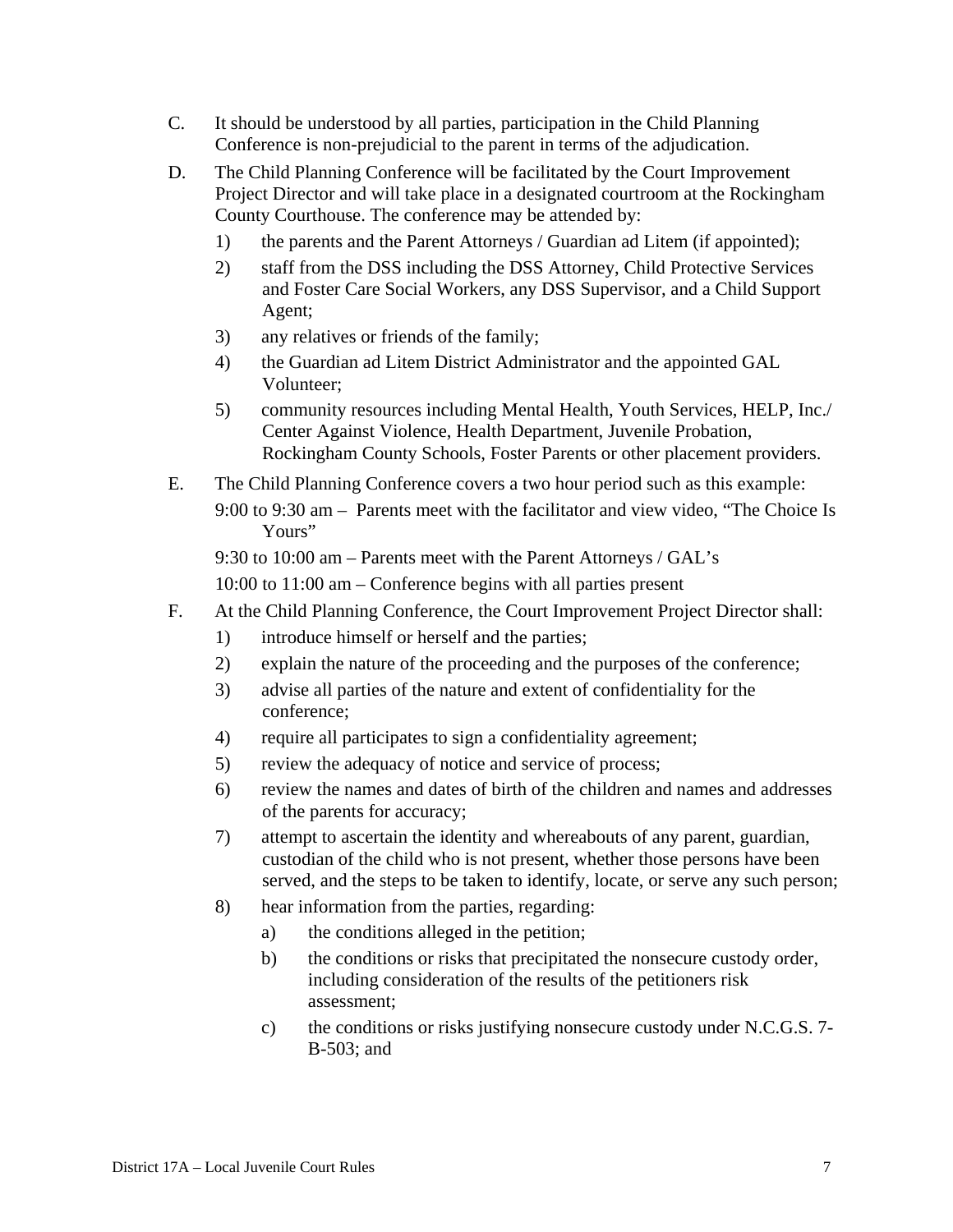C. It should be understood by all parties, participation in the Child Planning Conference is non-prejudicial to the parent in terms of the adjudication.

D. The Child Planning Conference will be facilitated by the Court Improvement Project Director and will take place in a designated courtroom at the Rockingham County Courthouse. The conference may be attended by:

   1) the parents and the Parent Attorneys / Guardian ad Litem (if appointed);
   2) staff from the DSS including the DSS Attorney, Child Protective Services and Foster Care Social Workers, any DSS Supervisor, and a Child Support Agent;
   3) any relatives or friends of the family;
   4) the Guardian ad Litem District Administrator and the appointed GAL Volunteer;
   5) community resources including Mental Health, Youth Services, HELP, Inc./ Center Against Violence, Health Department, Juvenile Probation, Rockingham County Schools, Foster Parents or other placement providers.

E. The Child Planning Conference covers a two hour period such as this example:

   9:00 to 9:30 am – Parents meet with the facilitator and view video, "The Choice Is Yours"

   9:30 to 10:00 am – Parents meet with the Parent Attorneys / GAL's

   10:00 to 11:00 am – Conference begins with all parties present

F. At the Child Planning Conference, the Court Improvement Project Director shall:

   1) introduce himself or herself and the parties;
   2) explain the nature of the proceeding and the purposes of the conference;
   3) advise all parties of the nature and extent of confidentiality for the conference;
   4) require all participates to sign a confidentiality agreement;
   5) review the adequacy of notice and service of process;
   6) review the names and dates of birth of the children and names and addresses of the parents for accuracy;
   7) attempt to ascertain the identity and whereabouts of any parent, guardian, custodian of the child who is not present, whether those persons have been served, and the steps to be taken to identify, locate, or serve any such person;
   8) hear information from the parties, regarding:
      a) the conditions alleged in the petition;
      b) the conditions or risks that precipitated the nonsecure custody order, including consideration of the results of the petitioners risk assessment;
      c) the conditions or risks justifying nonsecure custody under N.C.G.S. 7-B-503; and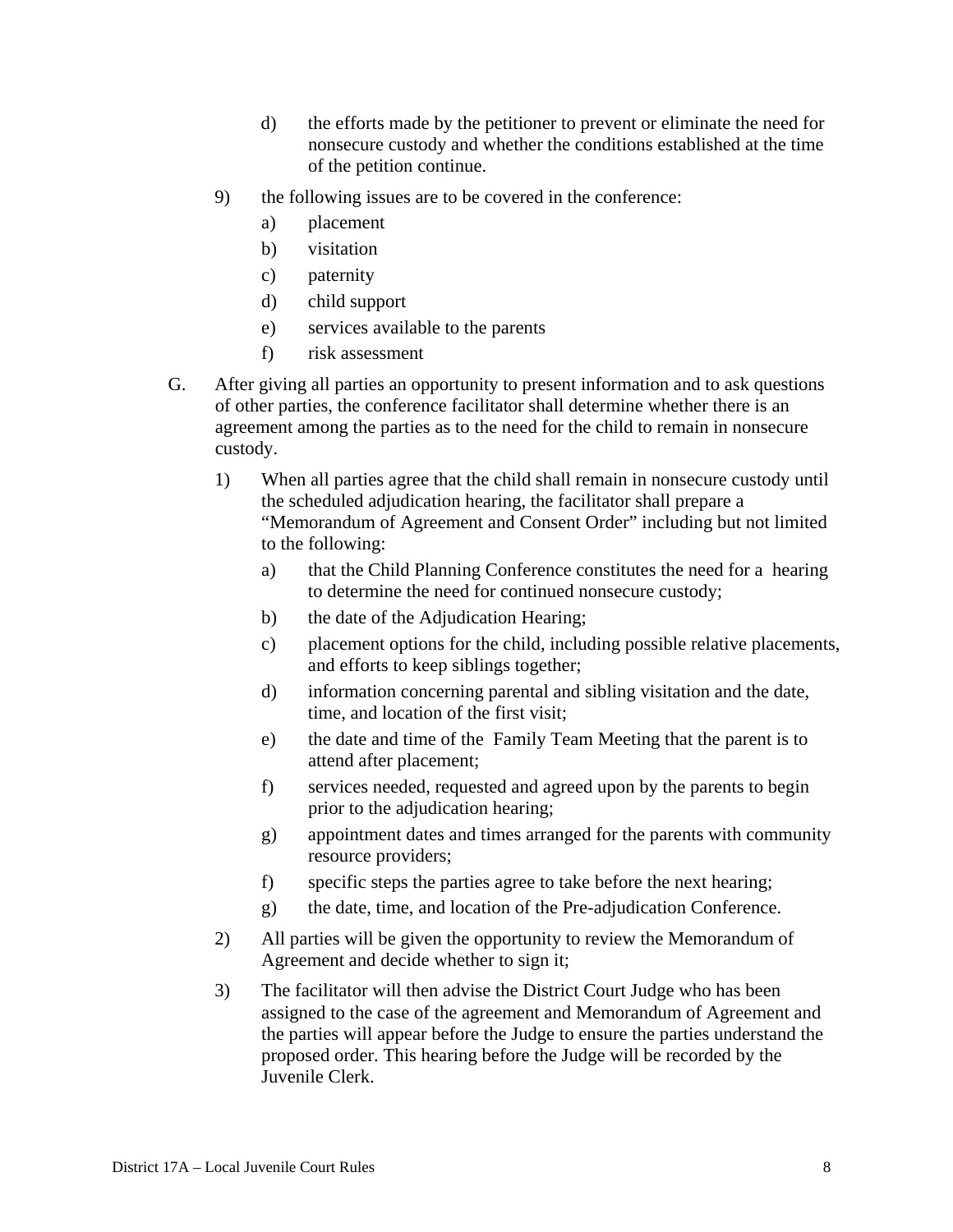d) the efforts made by the petitioner to prevent or eliminate the need for nonsecure custody and whether the conditions established at the time of the petition continue.

9) the following issues are to be covered in the conference:

a) placement

b) visitation

c) paternity

d) child support

e) services available to the parents

f) risk assessment

G. After giving all parties an opportunity to present information and to ask questions of other parties, the conference facilitator shall determine whether there is an agreement among the parties as to the need for the child to remain in nonsecure custody.

1) When all parties agree that the child shall remain in nonsecure custody until the scheduled adjudication hearing, the facilitator shall prepare a "Memorandum of Agreement and Consent Order" including but not limited to the following:

a) that the Child Planning Conference constitutes the need for a hearing to determine the need for continued nonsecure custody;

b) the date of the Adjudication Hearing;

c) placement options for the child, including possible relative placements, and efforts to keep siblings together;

d) information concerning parental and sibling visitation and the date, time, and location of the first visit;

e) the date and time of the Family Team Meeting that the parent is to attend after placement;

f) services needed, requested and agreed upon by the parents to begin prior to the adjudication hearing;

g) appointment dates and times arranged for the parents with community resource providers;

f) specific steps the parties agree to take before the next hearing;

g) the date, time, and location of the Pre-adjudication Conference.

2) All parties will be given the opportunity to review the Memorandum of Agreement and decide whether to sign it;

3) The facilitator will then advise the District Court Judge who has been assigned to the case of the agreement and Memorandum of Agreement and the parties will appear before the Judge to ensure the parties understand the proposed order. This hearing before the Judge will be recorded by the Juvenile Clerk.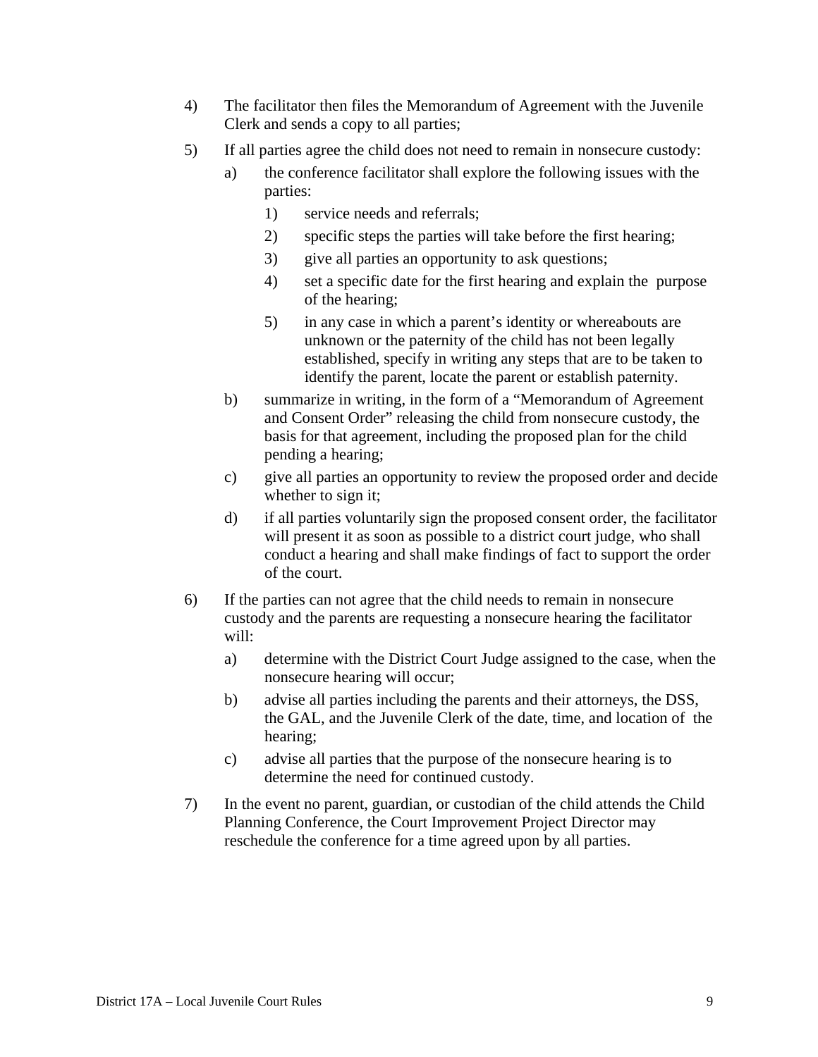4) The facilitator then files the Memorandum of Agreement with the Juvenile Clerk and sends a copy to all parties;

5) If all parties agree the child does not need to remain in nonsecure custody:

   a) the conference facilitator shall explore the following issues with the parties:

      1) service needs and referrals;

      2) specific steps the parties will take before the first hearing;

      3) give all parties an opportunity to ask questions;

      4) set a specific date for the first hearing and explain the purpose of the hearing;

      5) in any case in which a parent's identity or whereabouts are unknown or the paternity of the child has not been legally established, specify in writing any steps that are to be taken to identify the parent, locate the parent or establish paternity.

   b) summarize in writing, in the form of a "Memorandum of Agreement and Consent Order" releasing the child from nonsecure custody, the basis for that agreement, including the proposed plan for the child pending a hearing;

   c) give all parties an opportunity to review the proposed order and decide whether to sign it;

   d) if all parties voluntarily sign the proposed consent order, the facilitator will present it as soon as possible to a district court judge, who shall conduct a hearing and shall make findings of fact to support the order of the court.

6) If the parties can not agree that the child needs to remain in nonsecure custody and the parents are requesting a nonsecure hearing the facilitator will:

   a) determine with the District Court Judge assigned to the case, when the nonsecure hearing will occur;

   b) advise all parties including the parents and their attorneys, the DSS, the GAL, and the Juvenile Clerk of the date, time, and location of the hearing;

   c) advise all parties that the purpose of the nonsecure hearing is to determine the need for continued custody.

7) In the event no parent, guardian, or custodian of the child attends the Child Planning Conference, the Court Improvement Project Director may reschedule the conference for a time agreed upon by all parties.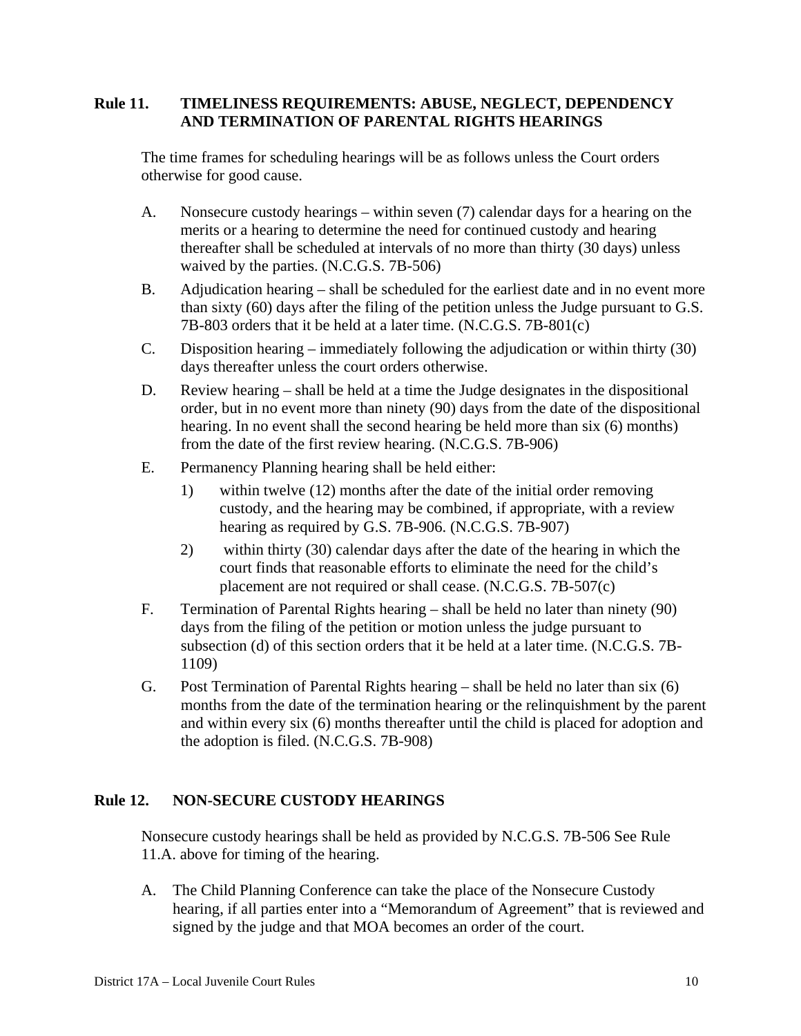## Rule 11. TIMELINESS REQUIREMENTS: ABUSE, NEGLECT, DEPENDENCY AND TERMINATION OF PARENTAL RIGHTS HEARINGS

The time frames for scheduling hearings will be as follows unless the Court orders otherwise for good cause.

A. Nonsecure custody hearings – within seven (7) calendar days for a hearing on the merits or a hearing to determine the need for continued custody and hearing thereafter shall be scheduled at intervals of no more than thirty (30 days) unless waived by the parties. (N.C.G.S. 7B-506)

B. Adjudication hearing – shall be scheduled for the earliest date and in no event more than sixty (60) days after the filing of the petition unless the Judge pursuant to G.S. 7B-803 orders that it be held at a later time. (N.C.G.S. 7B-801(c)

C. Disposition hearing – immediately following the adjudication or within thirty (30) days thereafter unless the court orders otherwise.

D. Review hearing – shall be held at a time the Judge designates in the dispositional order, but in no event more than ninety (90) days from the date of the dispositional hearing. In no event shall the second hearing be held more than six (6) months) from the date of the first review hearing. (N.C.G.S. 7B-906)

E. Permanency Planning hearing shall be held either:

   1) within twelve (12) months after the date of the initial order removing custody, and the hearing may be combined, if appropriate, with a review hearing as required by G.S. 7B-906. (N.C.G.S. 7B-907)

   2) within thirty (30) calendar days after the date of the hearing in which the court finds that reasonable efforts to eliminate the need for the child's placement are not required or shall cease. (N.C.G.S. 7B-507(c)

F. Termination of Parental Rights hearing – shall be held no later than ninety (90) days from the filing of the petition or motion unless the judge pursuant to subsection (d) of this section orders that it be held at a later time. (N.C.G.S. 7B-1109)

G. Post Termination of Parental Rights hearing – shall be held no later than six (6) months from the date of the termination hearing or the relinquishment by the parent and within every six (6) months thereafter until the child is placed for adoption and the adoption is filed. (N.C.G.S. 7B-908)

## Rule 12. NON-SECURE CUSTODY HEARINGS

Nonsecure custody hearings shall be held as provided by N.C.G.S. 7B-506 See Rule 11.A. above for timing of the hearing.

A. The Child Planning Conference can take the place of the Nonsecure Custody hearing, if all parties enter into a "Memorandum of Agreement" that is reviewed and signed by the judge and that MOA becomes an order of the court.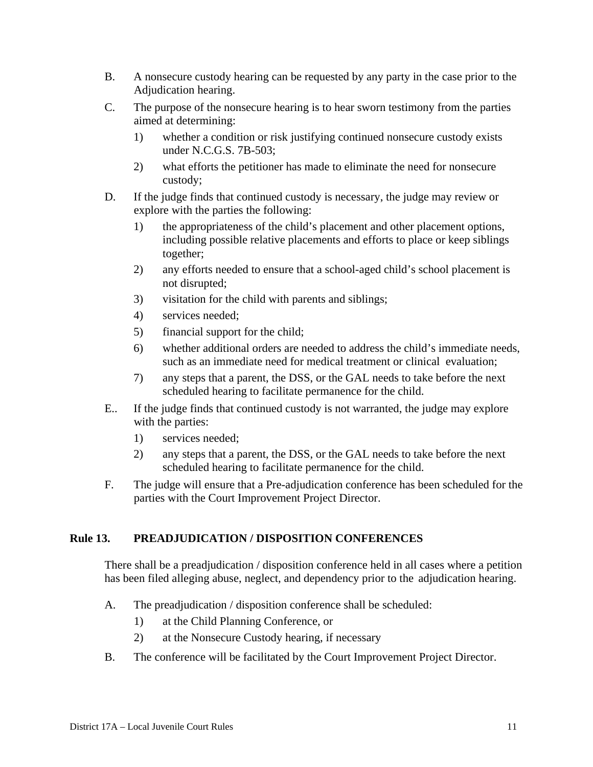B. A nonsecure custody hearing can be requested by any party in the case prior to the Adjudication hearing.

C. The purpose of the nonsecure hearing is to hear sworn testimony from the parties aimed at determining:

   1) whether a condition or risk justifying continued nonsecure custody exists under N.C.G.S. 7B-503;

   2) what efforts the petitioner has made to eliminate the need for nonsecure custody;

D. If the judge finds that continued custody is necessary, the judge may review or explore with the parties the following:

   1) the appropriateness of the child's placement and other placement options, including possible relative placements and efforts to place or keep siblings together;

   2) any efforts needed to ensure that a school-aged child's school placement is not disrupted;

   3) visitation for the child with parents and siblings;

   4) services needed;

   5) financial support for the child;

   6) whether additional orders are needed to address the child's immediate needs, such as an immediate need for medical treatment or clinical evaluation;

   7) any steps that a parent, the DSS, or the GAL needs to take before the next scheduled hearing to facilitate permanence for the child.

E.. If the judge finds that continued custody is not warranted, the judge may explore with the parties:

   1) services needed;

   2) any steps that a parent, the DSS, or the GAL needs to take before the next scheduled hearing to facilitate permanence for the child.

F. The judge will ensure that a Pre-adjudication conference has been scheduled for the parties with the Court Improvement Project Director.

## Rule 13. PREADJUDICATION / DISPOSITION CONFERENCES

There shall be a preadjudication / disposition conference held in all cases where a petition has been filed alleging abuse, neglect, and dependency prior to the adjudication hearing.

A. The preadjudication / disposition conference shall be scheduled:

   1) at the Child Planning Conference, or

   2) at the Nonsecure Custody hearing, if necessary

B. The conference will be facilitated by the Court Improvement Project Director.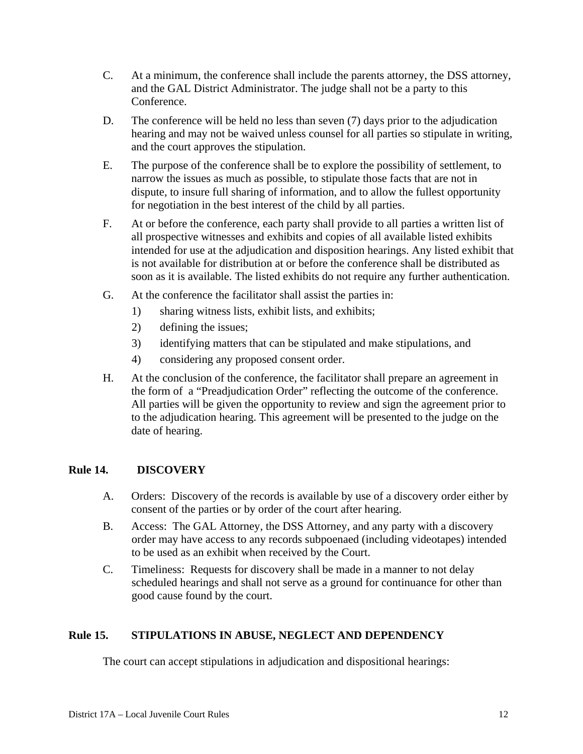C. At a minimum, the conference shall include the parents attorney, the DSS attorney, and the GAL District Administrator. The judge shall not be a party to this Conference.

D. The conference will be held no less than seven (7) days prior to the adjudication hearing and may not be waived unless counsel for all parties so stipulate in writing, and the court approves the stipulation.

E. The purpose of the conference shall be to explore the possibility of settlement, to narrow the issues as much as possible, to stipulate those facts that are not in dispute, to insure full sharing of information, and to allow the fullest opportunity for negotiation in the best interest of the child by all parties.

F. At or before the conference, each party shall provide to all parties a written list of all prospective witnesses and exhibits and copies of all available listed exhibits intended for use at the adjudication and disposition hearings. Any listed exhibit that is not available for distribution at or before the conference shall be distributed as soon as it is available. The listed exhibits do not require any further authentication.

G. At the conference the facilitator shall assist the parties in:

   1) sharing witness lists, exhibit lists, and exhibits;
   2) defining the issues;
   3) identifying matters that can be stipulated and make stipulations, and
   4) considering any proposed consent order.

H. At the conclusion of the conference, the facilitator shall prepare an agreement in the form of a "Preadjudication Order" reflecting the outcome of the conference. All parties will be given the opportunity to review and sign the agreement prior to to the adjudication hearing. This agreement will be presented to the judge on the date of hearing.

## Rule 14. DISCOVERY

A. Orders: Discovery of the records is available by use of a discovery order either by consent of the parties or by order of the court after hearing.

B. Access: The GAL Attorney, the DSS Attorney, and any party with a discovery order may have access to any records subpoenaed (including videotapes) intended to be used as an exhibit when received by the Court.

C. Timeliness: Requests for discovery shall be made in a manner to not delay scheduled hearings and shall not serve as a ground for continuance for other than good cause found by the court.

## Rule 15. STIPULATIONS IN ABUSE, NEGLECT AND DEPENDENCY

The court can accept stipulations in adjudication and dispositional hearings: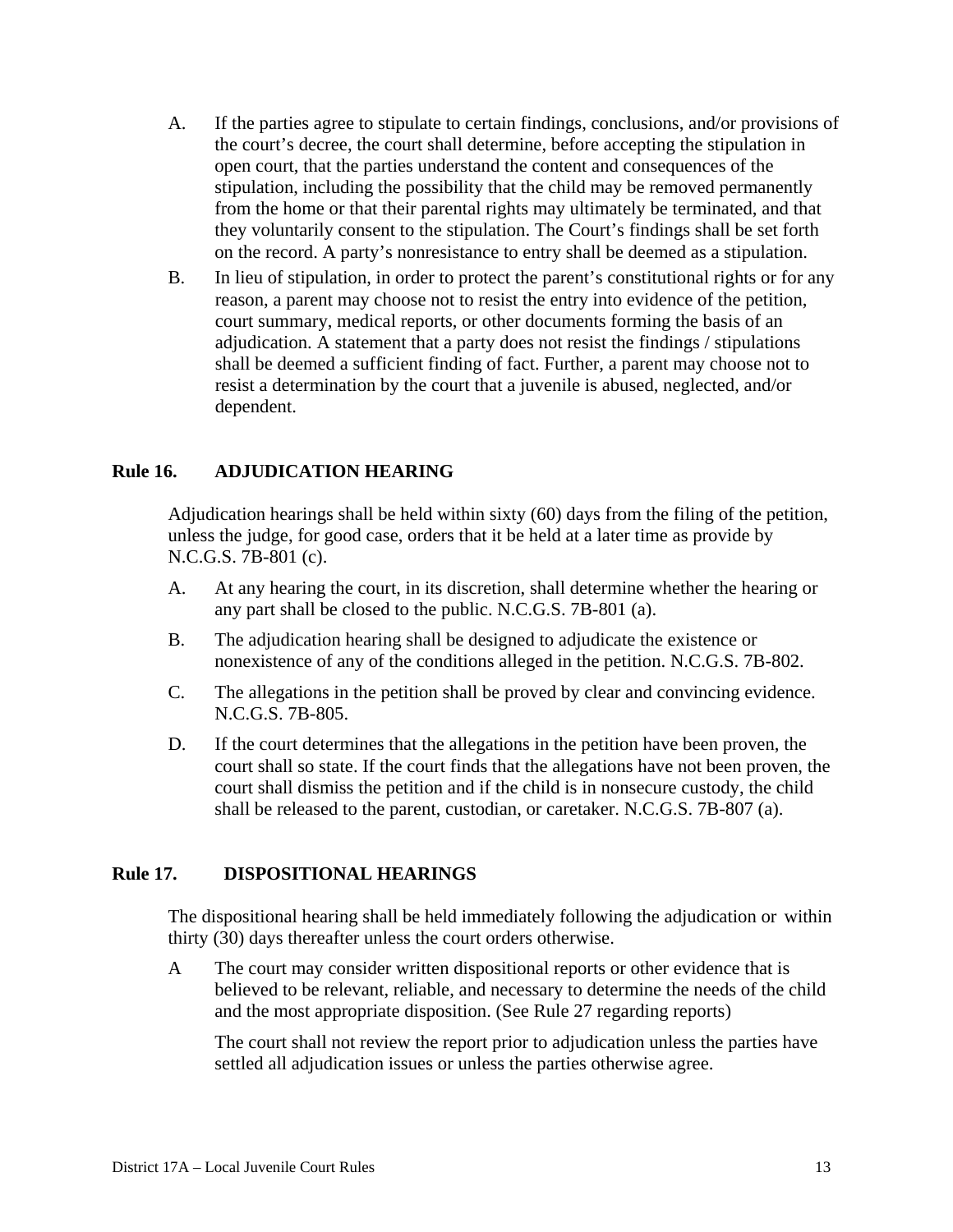A. If the parties agree to stipulate to certain findings, conclusions, and/or provisions of the court's decree, the court shall determine, before accepting the stipulation in open court, that the parties understand the content and consequences of the stipulation, including the possibility that the child may be removed permanently from the home or that their parental rights may ultimately be terminated, and that they voluntarily consent to the stipulation. The Court's findings shall be set forth on the record. A party's nonresistance to entry shall be deemed as a stipulation.

B. In lieu of stipulation, in order to protect the parent's constitutional rights or for any reason, a parent may choose not to resist the entry into evidence of the petition, court summary, medical reports, or other documents forming the basis of an adjudication. A statement that a party does not resist the findings / stipulations shall be deemed a sufficient finding of fact. Further, a parent may choose not to resist a determination by the court that a juvenile is abused, neglected, and/or dependent.

## Rule 16. ADJUDICATION HEARING

Adjudication hearings shall be held within sixty (60) days from the filing of the petition, unless the judge, for good case, orders that it be held at a later time as provide by N.C.G.S. 7B-801 (c).

A. At any hearing the court, in its discretion, shall determine whether the hearing or any part shall be closed to the public. N.C.G.S. 7B-801 (a).

B. The adjudication hearing shall be designed to adjudicate the existence or nonexistence of any of the conditions alleged in the petition. N.C.G.S. 7B-802.

C. The allegations in the petition shall be proved by clear and convincing evidence. N.C.G.S. 7B-805.

D. If the court determines that the allegations in the petition have been proven, the court shall so state. If the court finds that the allegations have not been proven, the court shall dismiss the petition and if the child is in nonsecure custody, the child shall be released to the parent, custodian, or caretaker. N.C.G.S. 7B-807 (a).

## Rule 17. DISPOSITIONAL HEARINGS

The dispositional hearing shall be held immediately following the adjudication or within thirty (30) days thereafter unless the court orders otherwise.

A The court may consider written dispositional reports or other evidence that is believed to be relevant, reliable, and necessary to determine the needs of the child and the most appropriate disposition. (See Rule 27 regarding reports)

The court shall not review the report prior to adjudication unless the parties have settled all adjudication issues or unless the parties otherwise agree.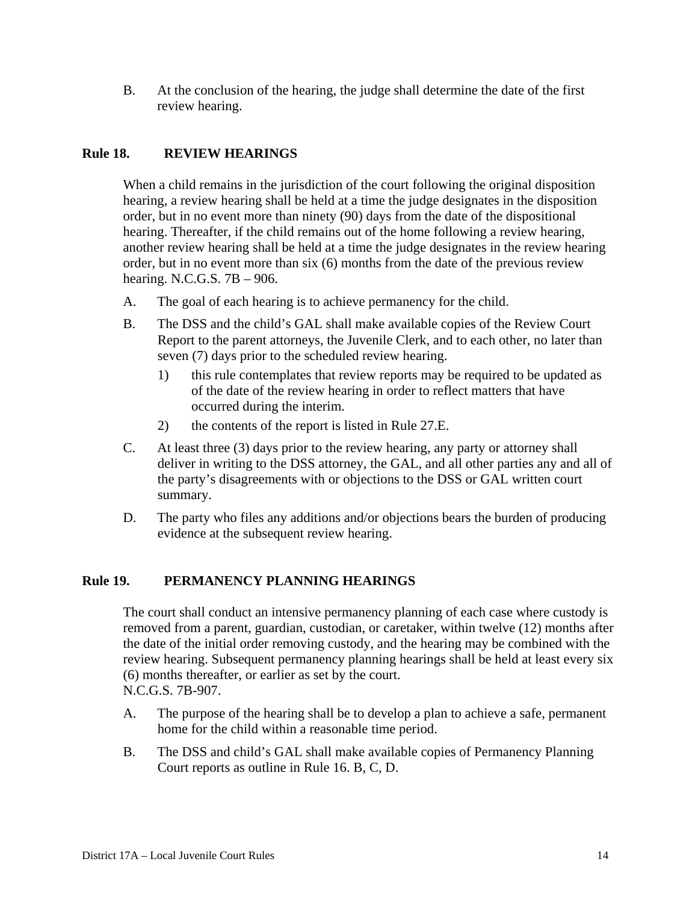B. At the conclusion of the hearing, the judge shall determine the date of the first review hearing.

## Rule 18. REVIEW HEARINGS

When a child remains in the jurisdiction of the court following the original disposition hearing, a review hearing shall be held at a time the judge designates in the disposition order, but in no event more than ninety (90) days from the date of the dispositional hearing. Thereafter, if the child remains out of the home following a review hearing, another review hearing shall be held at a time the judge designates in the review hearing order, but in no event more than six (6) months from the date of the previous review hearing. N.C.G.S. 7B – 906.

A. The goal of each hearing is to achieve permanency for the child.

B. The DSS and the child's GAL shall make available copies of the Review Court Report to the parent attorneys, the Juvenile Clerk, and to each other, no later than seven (7) days prior to the scheduled review hearing.

   1) this rule contemplates that review reports may be required to be updated as of the date of the review hearing in order to reflect matters that have occurred during the interim.

   2) the contents of the report is listed in Rule 27.E.

C. At least three (3) days prior to the review hearing, any party or attorney shall deliver in writing to the DSS attorney, the GAL, and all other parties any and all of the party's disagreements with or objections to the DSS or GAL written court summary.

D. The party who files any additions and/or objections bears the burden of producing evidence at the subsequent review hearing.

## Rule 19. PERMANENCY PLANNING HEARINGS

The court shall conduct an intensive permanency planning of each case where custody is removed from a parent, guardian, custodian, or caretaker, within twelve (12) months after the date of the initial order removing custody, and the hearing may be combined with the review hearing. Subsequent permanency planning hearings shall be held at least every six (6) months thereafter, or earlier as set by the court.
N.C.G.S. 7B-907.

A. The purpose of the hearing shall be to develop a plan to achieve a safe, permanent home for the child within a reasonable time period.

B. The DSS and child's GAL shall make available copies of Permanency Planning Court reports as outline in Rule 16. B, C, D.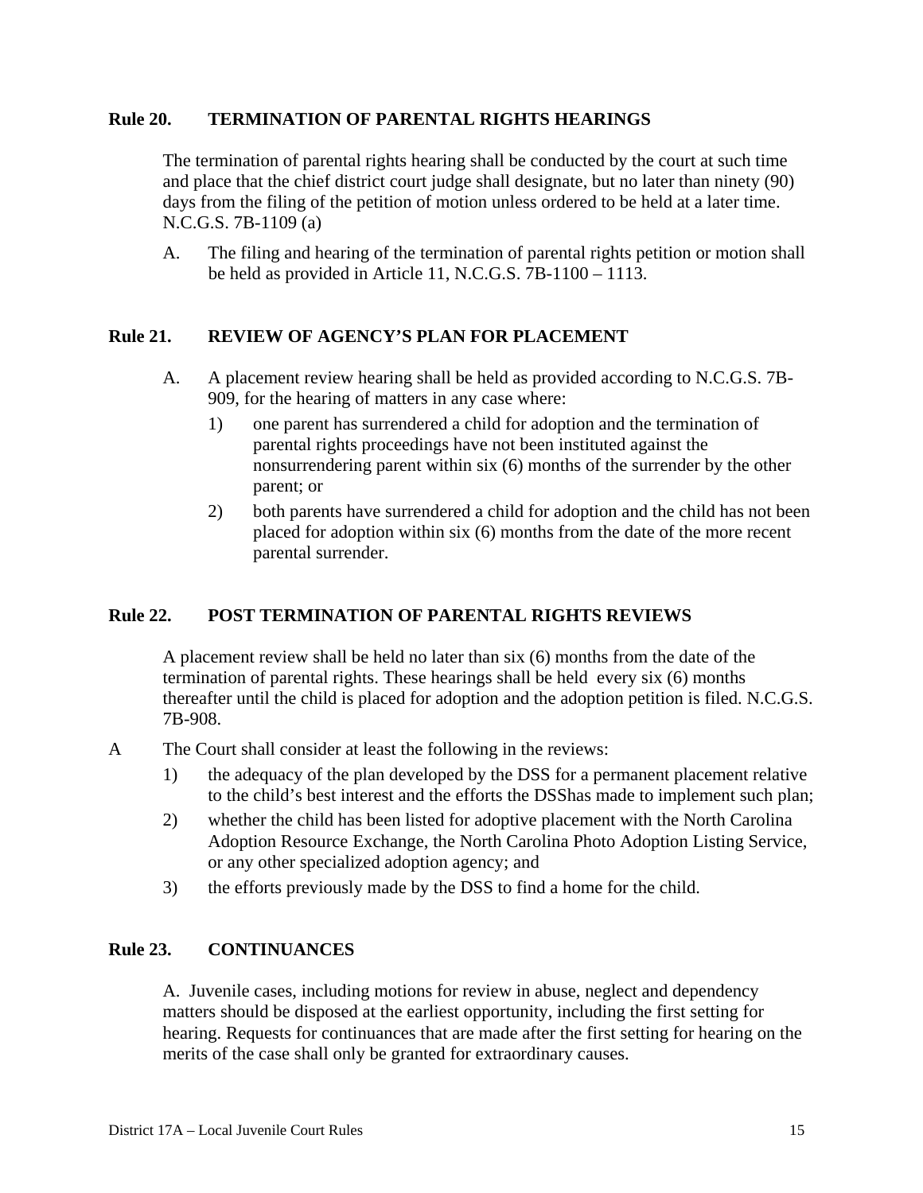## Rule 20. TERMINATION OF PARENTAL RIGHTS HEARINGS

The termination of parental rights hearing shall be conducted by the court at such time and place that the chief district court judge shall designate, but no later than ninety (90) days from the filing of the petition of motion unless ordered to be held at a later time. N.C.G.S. 7B-1109 (a)

A. The filing and hearing of the termination of parental rights petition or motion shall be held as provided in Article 11, N.C.G.S. 7B-1100 – 1113.

## Rule 21. REVIEW OF AGENCY'S PLAN FOR PLACEMENT

A. A placement review hearing shall be held as provided according to N.C.G.S. 7B-909, for the hearing of matters in any case where:

1) one parent has surrendered a child for adoption and the termination of parental rights proceedings have not been instituted against the nonsurrendering parent within six (6) months of the surrender by the other parent; or

2) both parents have surrendered a child for adoption and the child has not been placed for adoption within six (6) months from the date of the more recent parental surrender.

## Rule 22. POST TERMINATION OF PARENTAL RIGHTS REVIEWS

A placement review shall be held no later than six (6) months from the date of the termination of parental rights. These hearings shall be held every six (6) months thereafter until the child is placed for adoption and the adoption petition is filed. N.C.G.S. 7B-908.

A The Court shall consider at least the following in the reviews:

1) the adequacy of the plan developed by the DSS for a permanent placement relative to the child's best interest and the efforts the DSShas made to implement such plan;

2) whether the child has been listed for adoptive placement with the North Carolina Adoption Resource Exchange, the North Carolina Photo Adoption Listing Service, or any other specialized adoption agency; and

3) the efforts previously made by the DSS to find a home for the child.

## Rule 23. CONTINUANCES

A. Juvenile cases, including motions for review in abuse, neglect and dependency matters should be disposed at the earliest opportunity, including the first setting for hearing. Requests for continuances that are made after the first setting for hearing on the merits of the case shall only be granted for extraordinary causes.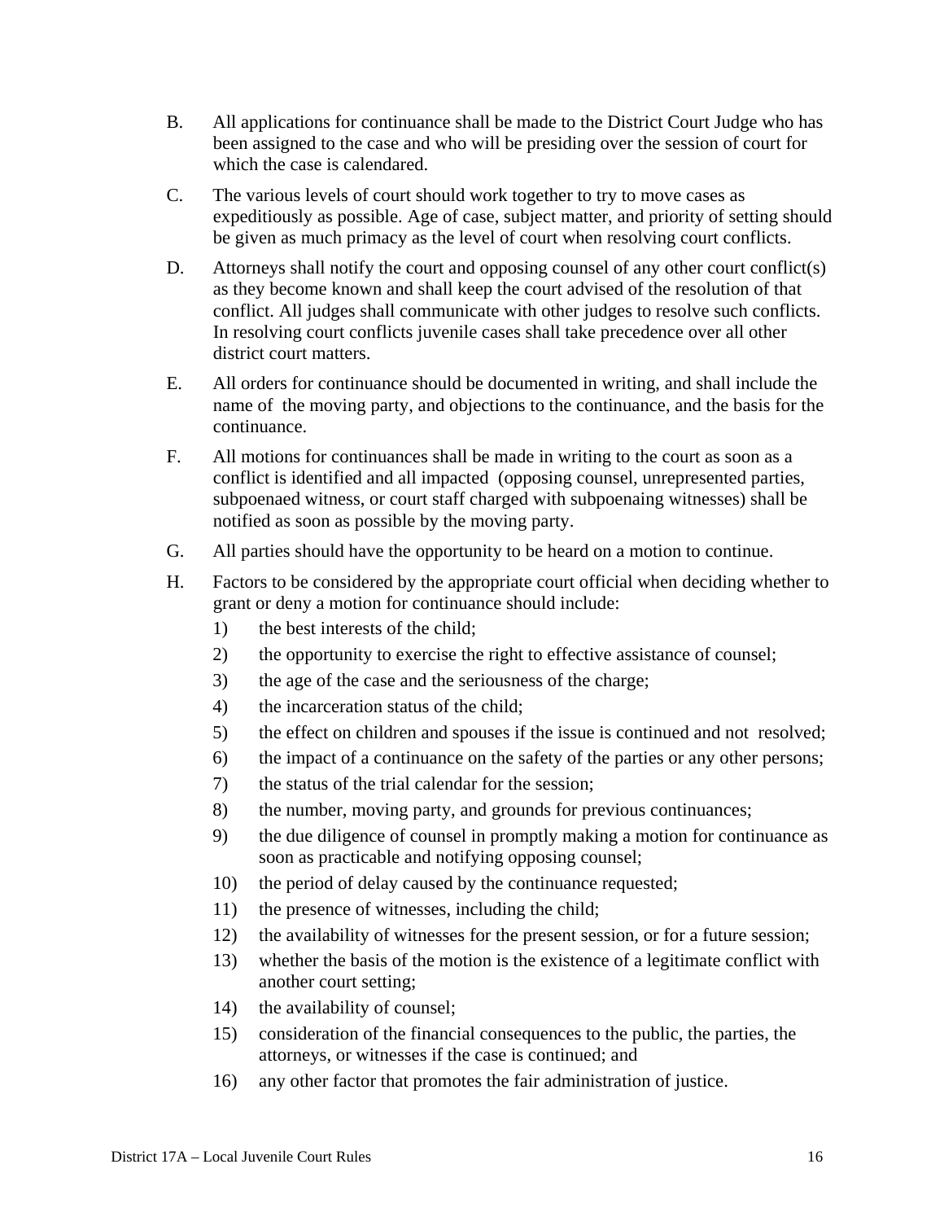B. All applications for continuance shall be made to the District Court Judge who has been assigned to the case and who will be presiding over the session of court for which the case is calendared.

C. The various levels of court should work together to try to move cases as expeditiously as possible. Age of case, subject matter, and priority of setting should be given as much primacy as the level of court when resolving court conflicts.

D. Attorneys shall notify the court and opposing counsel of any other court conflict(s) as they become known and shall keep the court advised of the resolution of that conflict. All judges shall communicate with other judges to resolve such conflicts. In resolving court conflicts juvenile cases shall take precedence over all other district court matters.

E. All orders for continuance should be documented in writing, and shall include the name of the moving party, and objections to the continuance, and the basis for the continuance.

F. All motions for continuances shall be made in writing to the court as soon as a conflict is identified and all impacted (opposing counsel, unrepresented parties, subpoenaed witness, or court staff charged with subpoenaing witnesses) shall be notified as soon as possible by the moving party.

G. All parties should have the opportunity to be heard on a motion to continue.

H. Factors to be considered by the appropriate court official when deciding whether to grant or deny a motion for continuance should include:

1) the best interests of the child;
2) the opportunity to exercise the right to effective assistance of counsel;
3) the age of the case and the seriousness of the charge;
4) the incarceration status of the child;
5) the effect on children and spouses if the issue is continued and not resolved;
6) the impact of a continuance on the safety of the parties or any other persons;
7) the status of the trial calendar for the session;
8) the number, moving party, and grounds for previous continuances;
9) the due diligence of counsel in promptly making a motion for continuance as soon as practicable and notifying opposing counsel;
10) the period of delay caused by the continuance requested;
11) the presence of witnesses, including the child;
12) the availability of witnesses for the present session, or for a future session;
13) whether the basis of the motion is the existence of a legitimate conflict with another court setting;
14) the availability of counsel;
15) consideration of the financial consequences to the public, the parties, the attorneys, or witnesses if the case is continued; and
16) any other factor that promotes the fair administration of justice.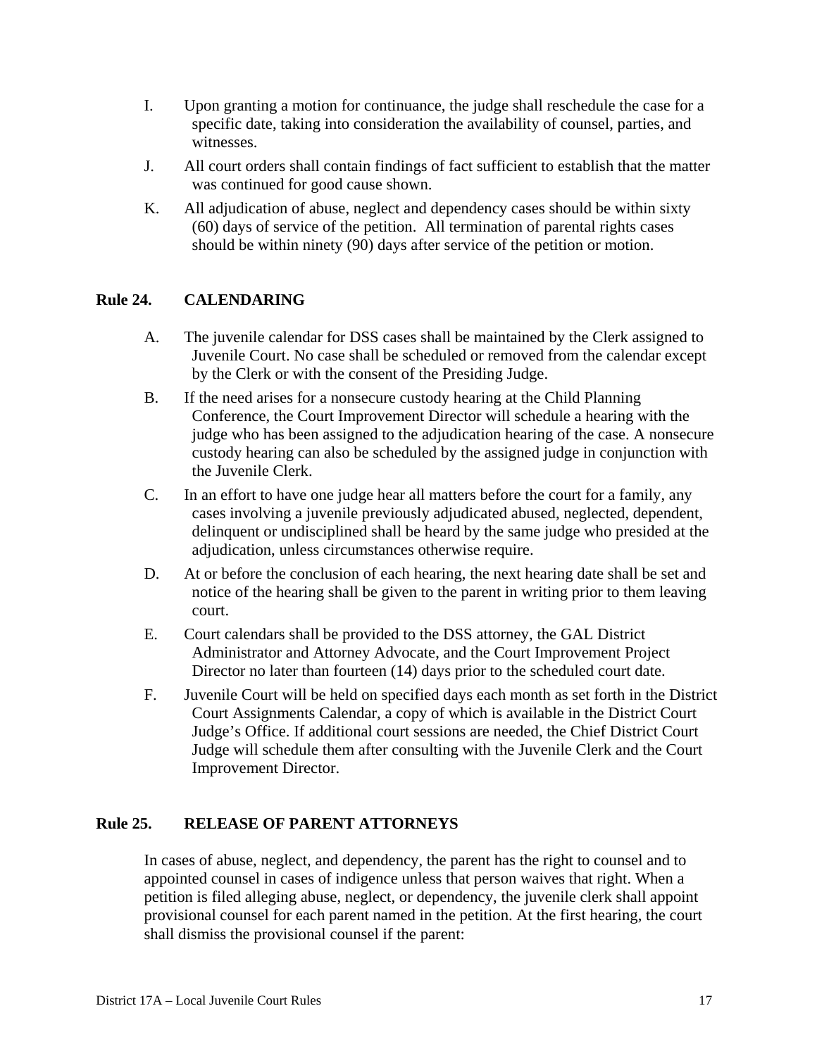I. Upon granting a motion for continuance, the judge shall reschedule the case for a specific date, taking into consideration the availability of counsel, parties, and witnesses.

J. All court orders shall contain findings of fact sufficient to establish that the matter was continued for good cause shown.

K. All adjudication of abuse, neglect and dependency cases should be within sixty (60) days of service of the petition. All termination of parental rights cases should be within ninety (90) days after service of the petition or motion.

## Rule 24. CALENDARING

A. The juvenile calendar for DSS cases shall be maintained by the Clerk assigned to Juvenile Court. No case shall be scheduled or removed from the calendar except by the Clerk or with the consent of the Presiding Judge.

B. If the need arises for a nonsecure custody hearing at the Child Planning Conference, the Court Improvement Director will schedule a hearing with the judge who has been assigned to the adjudication hearing of the case. A nonsecure custody hearing can also be scheduled by the assigned judge in conjunction with the Juvenile Clerk.

C. In an effort to have one judge hear all matters before the court for a family, any cases involving a juvenile previously adjudicated abused, neglected, dependent, delinquent or undisciplined shall be heard by the same judge who presided at the adjudication, unless circumstances otherwise require.

D. At or before the conclusion of each hearing, the next hearing date shall be set and notice of the hearing shall be given to the parent in writing prior to them leaving court.

E. Court calendars shall be provided to the DSS attorney, the GAL District Administrator and Attorney Advocate, and the Court Improvement Project Director no later than fourteen (14) days prior to the scheduled court date.

F. Juvenile Court will be held on specified days each month as set forth in the District Court Assignments Calendar, a copy of which is available in the District Court Judge's Office. If additional court sessions are needed, the Chief District Court Judge will schedule them after consulting with the Juvenile Clerk and the Court Improvement Director.

## Rule 25. RELEASE OF PARENT ATTORNEYS

In cases of abuse, neglect, and dependency, the parent has the right to counsel and to appointed counsel in cases of indigence unless that person waives that right. When a petition is filed alleging abuse, neglect, or dependency, the juvenile clerk shall appoint provisional counsel for each parent named in the petition. At the first hearing, the court shall dismiss the provisional counsel if the parent: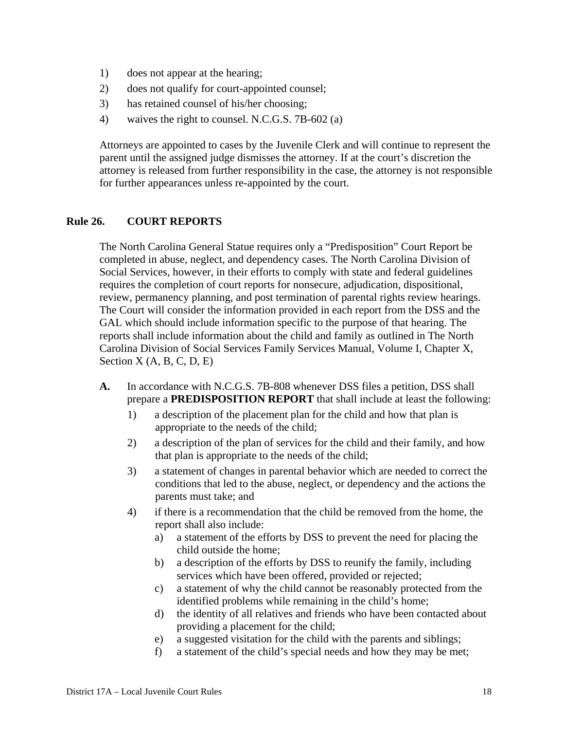1) does not appear at the hearing;
2) does not qualify for court-appointed counsel;
3) has retained counsel of his/her choosing;
4) waives the right to counsel. N.C.G.S. 7B-602 (a)

Attorneys are appointed to cases by the Juvenile Clerk and will continue to represent the parent until the assigned judge dismisses the attorney. If at the court's discretion the attorney is released from further responsibility in the case, the attorney is not responsible for further appearances unless re-appointed by the court.

## Rule 26. COURT REPORTS

The North Carolina General Statue requires only a "Predisposition" Court Report be completed in abuse, neglect, and dependency cases. The North Carolina Division of Social Services, however, in their efforts to comply with state and federal guidelines requires the completion of court reports for nonsecure, adjudication, dispositional, review, permanency planning, and post termination of parental rights review hearings. The Court will consider the information provided in each report from the DSS and the GAL which should include information specific to the purpose of that hearing. The reports shall include information about the child and family as outlined in The North Carolina Division of Social Services Family Services Manual, Volume I, Chapter X, Section X (A, B, C, D, E)

**A.** In accordance with N.C.G.S. 7B-808 whenever DSS files a petition, DSS shall prepare a **PREDISPOSITION REPORT** that shall include at least the following:

1) a description of the placement plan for the child and how that plan is appropriate to the needs of the child;
2) a description of the plan of services for the child and their family, and how that plan is appropriate to the needs of the child;
3) a statement of changes in parental behavior which are needed to correct the conditions that led to the abuse, neglect, or dependency and the actions the parents must take; and
4) if there is a recommendation that the child be removed from the home, the report shall also include:
    a) a statement of the efforts by DSS to prevent the need for placing the child outside the home;
    b) a description of the efforts by DSS to reunify the family, including services which have been offered, provided or rejected;
    c) a statement of why the child cannot be reasonably protected from the identified problems while remaining in the child's home;
    d) the identity of all relatives and friends who have been contacted about providing a placement for the child;
    e) a suggested visitation for the child with the parents and siblings;
    f) a statement of the child's special needs and how they may be met;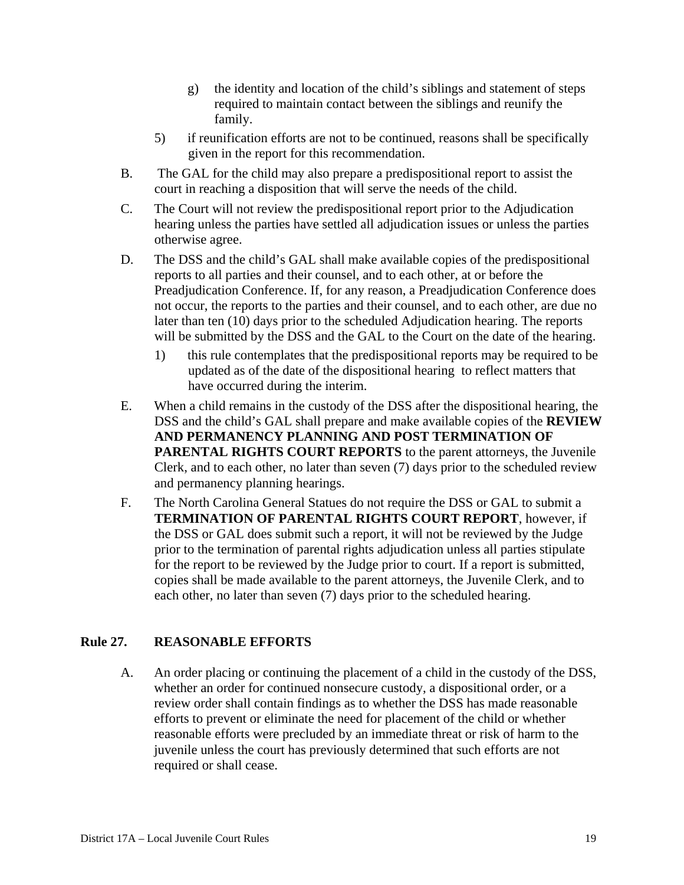g) the identity and location of the child's siblings and statement of steps required to maintain contact between the siblings and reunify the family.

5) if reunification efforts are not to be continued, reasons shall be specifically given in the report for this recommendation.

B. The GAL for the child may also prepare a predispositional report to assist the court in reaching a disposition that will serve the needs of the child.

C. The Court will not review the predispositional report prior to the Adjudication hearing unless the parties have settled all adjudication issues or unless the parties otherwise agree.

D. The DSS and the child's GAL shall make available copies of the predispositional reports to all parties and their counsel, and to each other, at or before the Preadjudication Conference. If, for any reason, a Preadjudication Conference does not occur, the reports to the parties and their counsel, and to each other, are due no later than ten (10) days prior to the scheduled Adjudication hearing. The reports will be submitted by the DSS and the GAL to the Court on the date of the hearing.

1) this rule contemplates that the predispositional reports may be required to be updated as of the date of the dispositional hearing to reflect matters that have occurred during the interim.

E. When a child remains in the custody of the DSS after the dispositional hearing, the DSS and the child's GAL shall prepare and make available copies of the **REVIEW AND PERMANENCY PLANNING AND POST TERMINATION OF PARENTAL RIGHTS COURT REPORTS** to the parent attorneys, the Juvenile Clerk, and to each other, no later than seven (7) days prior to the scheduled review and permanency planning hearings.

F. The North Carolina General Statues do not require the DSS or GAL to submit a **TERMINATION OF PARENTAL RIGHTS COURT REPORT**, however, if the DSS or GAL does submit such a report, it will not be reviewed by the Judge prior to the termination of parental rights adjudication unless all parties stipulate for the report to be reviewed by the Judge prior to court. If a report is submitted, copies shall be made available to the parent attorneys, the Juvenile Clerk, and to each other, no later than seven (7) days prior to the scheduled hearing.

## Rule 27. REASONABLE EFFORTS

A. An order placing or continuing the placement of a child in the custody of the DSS, whether an order for continued nonsecure custody, a dispositional order, or a review order shall contain findings as to whether the DSS has made reasonable efforts to prevent or eliminate the need for placement of the child or whether reasonable efforts were precluded by an immediate threat or risk of harm to the juvenile unless the court has previously determined that such efforts are not required or shall cease.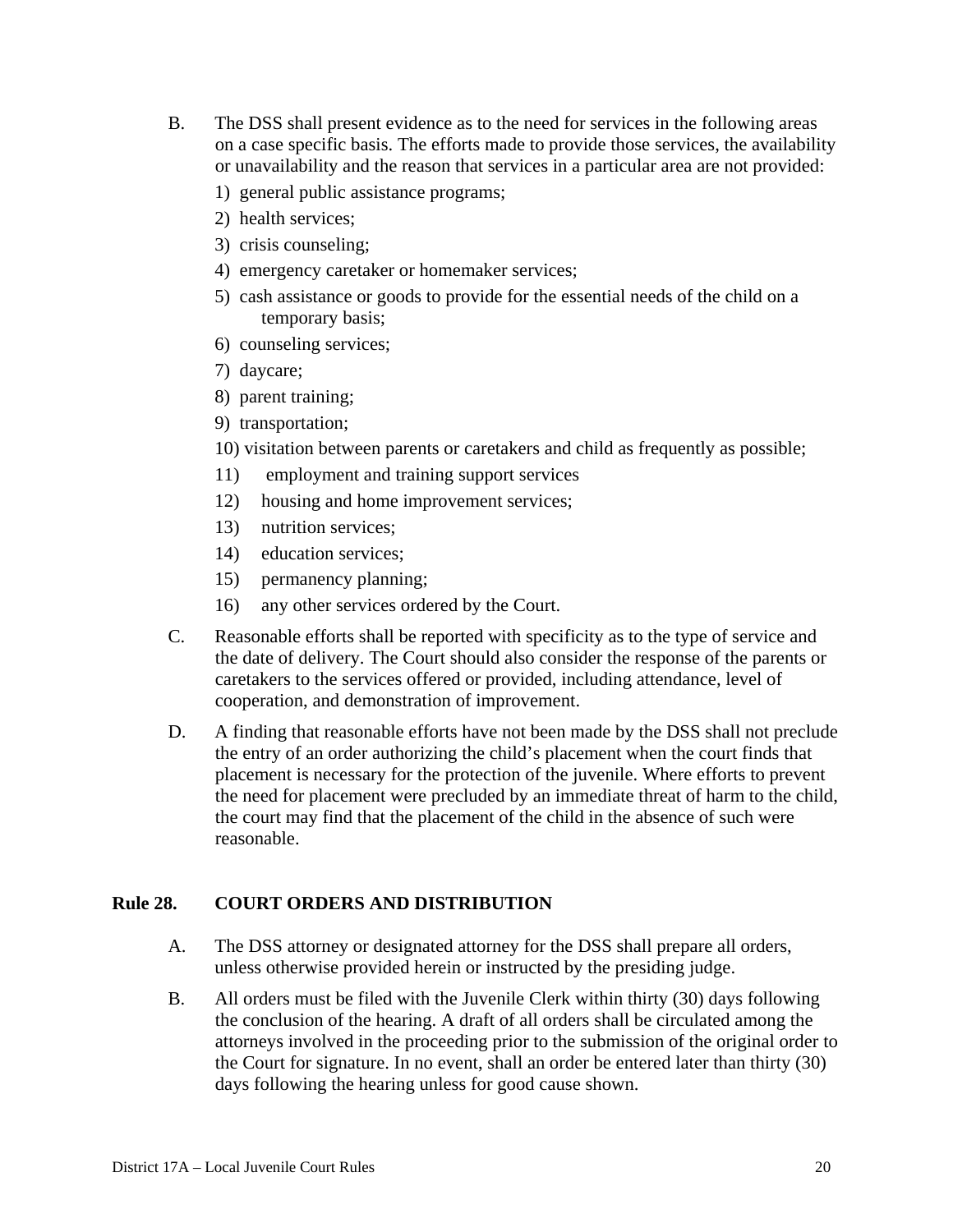B. The DSS shall present evidence as to the need for services in the following areas on a case specific basis. The efforts made to provide those services, the availability or unavailability and the reason that services in a particular area are not provided:

1) general public assistance programs;
2) health services;
3) crisis counseling;
4) emergency caretaker or homemaker services;
5) cash assistance or goods to provide for the essential needs of the child on a temporary basis;
6) counseling services;
7) daycare;
8) parent training;
9) transportation;
10) visitation between parents or caretakers and child as frequently as possible;
11) employment and training support services
12) housing and home improvement services;
13) nutrition services;
14) education services;
15) permanency planning;
16) any other services ordered by the Court.

C. Reasonable efforts shall be reported with specificity as to the type of service and the date of delivery. The Court should also consider the response of the parents or caretakers to the services offered or provided, including attendance, level of cooperation, and demonstration of improvement.

D. A finding that reasonable efforts have not been made by the DSS shall not preclude the entry of an order authorizing the child's placement when the court finds that placement is necessary for the protection of the juvenile. Where efforts to prevent the need for placement were precluded by an immediate threat of harm to the child, the court may find that the placement of the child in the absence of such were reasonable.

## Rule 28. COURT ORDERS AND DISTRIBUTION

A. The DSS attorney or designated attorney for the DSS shall prepare all orders, unless otherwise provided herein or instructed by the presiding judge.

B. All orders must be filed with the Juvenile Clerk within thirty (30) days following the conclusion of the hearing. A draft of all orders shall be circulated among the attorneys involved in the proceeding prior to the submission of the original order to the Court for signature. In no event, shall an order be entered later than thirty (30) days following the hearing unless for good cause shown.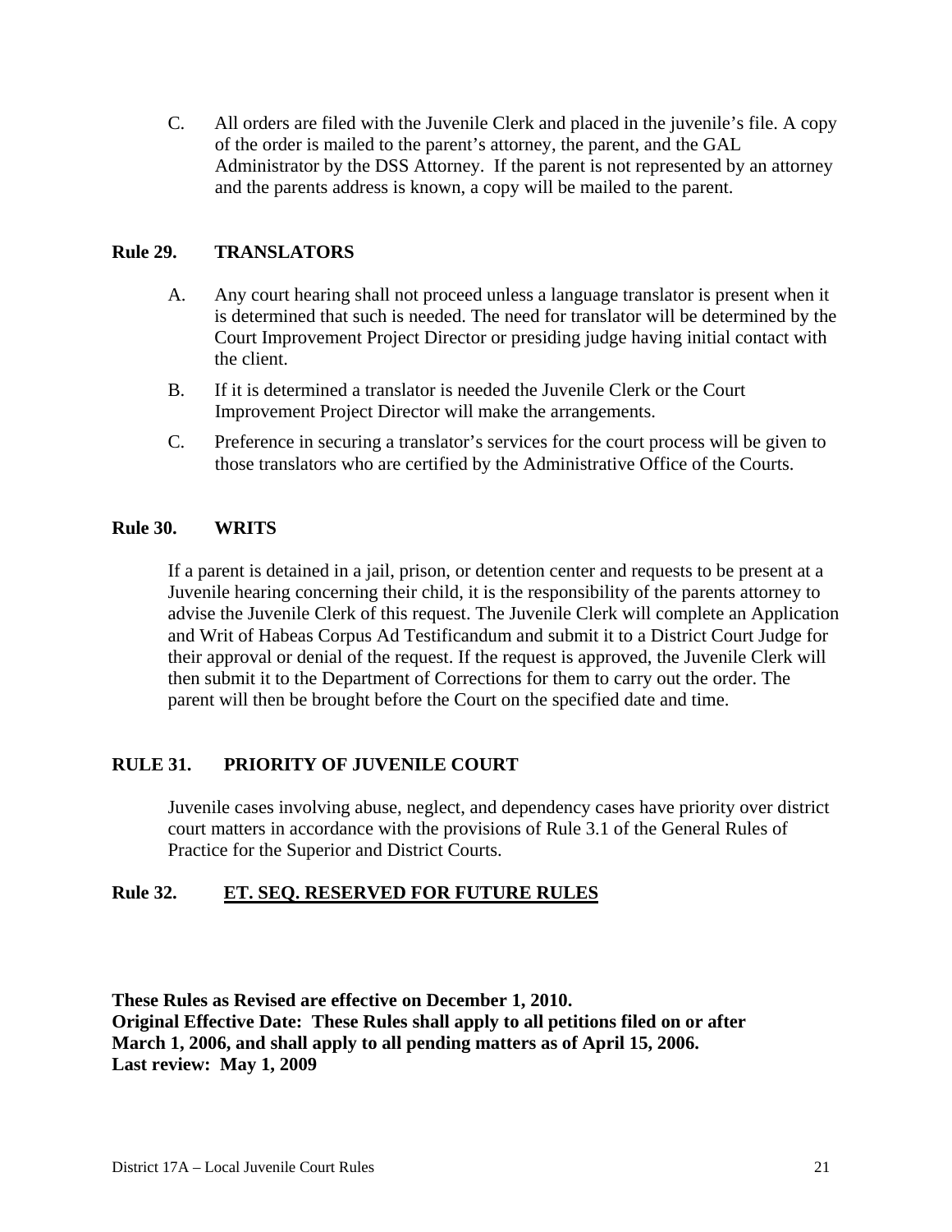C. All orders are filed with the Juvenile Clerk and placed in the juvenile's file. A copy of the order is mailed to the parent's attorney, the parent, and the GAL Administrator by the DSS Attorney. If the parent is not represented by an attorney and the parents address is known, a copy will be mailed to the parent.

## Rule 29. TRANSLATORS

A. Any court hearing shall not proceed unless a language translator is present when it is determined that such is needed. The need for translator will be determined by the Court Improvement Project Director or presiding judge having initial contact with the client.

B. If it is determined a translator is needed the Juvenile Clerk or the Court Improvement Project Director will make the arrangements.

C. Preference in securing a translator's services for the court process will be given to those translators who are certified by the Administrative Office of the Courts.

## Rule 30. WRITS

If a parent is detained in a jail, prison, or detention center and requests to be present at a Juvenile hearing concerning their child, it is the responsibility of the parents attorney to advise the Juvenile Clerk of this request. The Juvenile Clerk will complete an Application and Writ of Habeas Corpus Ad Testificandum and submit it to a District Court Judge for their approval or denial of the request. If the request is approved, the Juvenile Clerk will then submit it to the Department of Corrections for them to carry out the order. The parent will then be brought before the Court on the specified date and time.

## RULE 31. PRIORITY OF JUVENILE COURT

Juvenile cases involving abuse, neglect, and dependency cases have priority over district court matters in accordance with the provisions of Rule 3.1 of the General Rules of Practice for the Superior and District Courts.

## Rule 32. <u>ET. SEQ. RESERVED FOR FUTURE RULES</u>

**These Rules as Revised are effective on December 1, 2010.**
**Original Effective Date: These Rules shall apply to all petitions filed on or after March 1, 2006, and shall apply to all pending matters as of April 15, 2006.**
**Last review: May 1, 2009**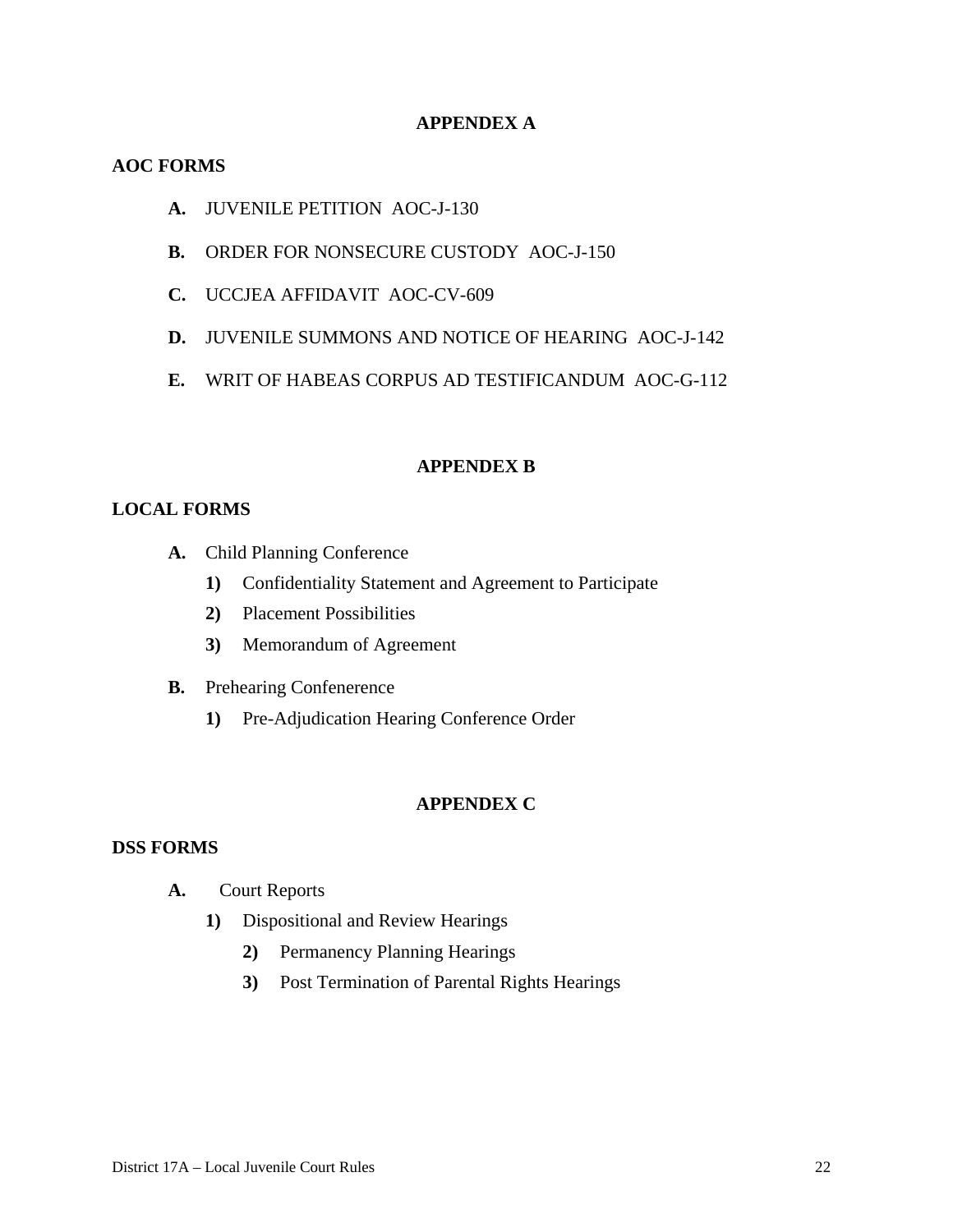## APPENDEX A

### AOC FORMS

- **A.** JUVENILE PETITION AOC-J-130
- **B.** ORDER FOR NONSECURE CUSTODY AOC-J-150
- **C.** UCCJEA AFFIDAVIT AOC-CV-609
- **D.** JUVENILE SUMMONS AND NOTICE OF HEARING AOC-J-142
- **E.** WRIT OF HABEAS CORPUS AD TESTIFICANDUM AOC-G-112

## APPENDEX B

### LOCAL FORMS

- **A.** Child Planning Conference
  - **1)** Confidentiality Statement and Agreement to Participate
  - **2)** Placement Possibilities
  - **3)** Memorandum of Agreement
- **B.** Prehearing Confenerence
  - **1)** Pre-Adjudication Hearing Conference Order

## APPENDEX C

### DSS FORMS

- **A.** Court Reports
  - **1)** Dispositional and Review Hearings
    - **2)** Permanency Planning Hearings
    - **3)** Post Termination of Parental Rights Hearings